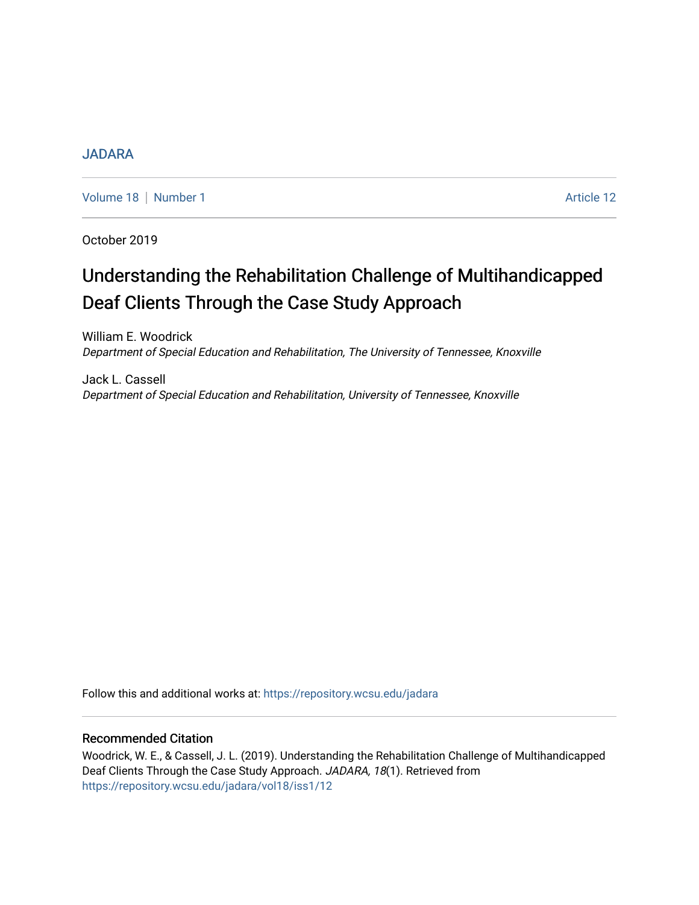JADARA

Volume 18 | Number 1 — Article 12

October 2019

# Understanding the Rehabilitation Challenge of Multihandicapped Deaf Clients Through the Case Study Approach

William E. Woodrick
*Department of Special Education and Rehabilitation, The University of Tennessee, Knoxville*

Jack L. Cassell
*Department of Special Education and Rehabilitation, University of Tennessee, Knoxville*

Follow this and additional works at: https://repository.wcsu.edu/jadara

## Recommended Citation

Woodrick, W. E., & Cassell, J. L. (2019). Understanding the Rehabilitation Challenge of Multihandicapped Deaf Clients Through the Case Study Approach. *JADARA, 18*(1). Retrieved from https://repository.wcsu.edu/jadara/vol18/iss1/12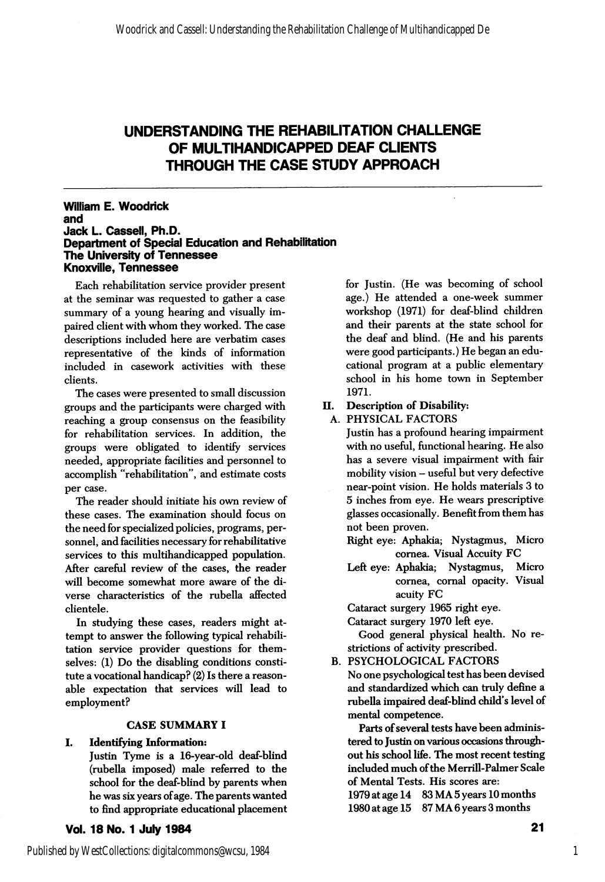# UNDERSTANDING THE REHABILITATION CHALLENGE OF MULTIHANDICAPPED DEAF CLIENTS THROUGH THE CASE STUDY APPROACH

**William E. Woodrick**
**and**
**Jack L. Cassell, Ph.D.**
**Department of Special Education and Rehabilitation**
**The University of Tennessee**
**Knoxville, Tennessee**

Each rehabilitation service provider present at the seminar was requested to gather a case summary of a young hearing and visually impaired client with whom they worked. The case descriptions included here are verbatim cases representative of the kinds of information included in casework activities with these clients.

The cases were presented to small discussion groups and the participants were charged with reaching a group consensus on the feasibility for rehabilitation services. In addition, the groups were obligated to identify services needed, appropriate facilities and personnel to accomplish "rehabilitation", and estimate costs per case.

The reader should initiate his own review of these cases. The examination should focus on the need for specialized policies, programs, personnel, and facilities necessary for rehabilitative services to this multihandicapped population. After careful review of the cases, the reader will become somewhat more aware of the diverse characteristics of the rubella affected clientele.

In studying these cases, readers might attempt to answer the following typical rehabilitation service provider questions for themselves: (1) Do the disabling conditions constitute a vocational handicap? (2) Is there a reasonable expectation that services will lead to employment?

## CASE SUMMARY I

**I. Identifying Information:**

Justin Tyme is a 16-year-old deaf-blind (rubella imposed) male referred to the school for the deaf-blind by parents when he was six years of age. The parents wanted to find appropriate educational placement for Justin. (He was becoming of school age.) He attended a one-week summer workshop (1971) for deaf-blind children and their parents at the state school for the deaf and blind. (He and his parents were good participants.) He began an educational program at a public elementary school in his home town in September 1971.

**II. Description of Disability:**

A. PHYSICAL FACTORS

Justin has a profound hearing impairment with no useful, functional hearing. He also has a severe visual impairment with fair mobility vision – useful but very defective near-point vision. He holds materials 3 to 5 inches from eye. He wears prescriptive glasses occasionally. Benefit from them has not been proven.

Right eye: Aphakia; Nystagmus, Micro cornea. Visual Acuity FC

Left eye: Aphakia; Nystagmus, Micro cornea, cornal opacity. Visual acuity FC

Cataract surgery 1965 right eye.

Cataract surgery 1970 left eye.

Good general physical health. No restrictions of activity prescribed.

B. PSYCHOLOGICAL FACTORS

No one psychological test has been devised and standardized which can truly define a rubella impaired deaf-blind child's level of mental competence.

Parts of several tests have been administered to Justin on various occasions throughout his school life. The most recent testing included much of the Merrill-Palmer Scale of Mental Tests. His scores are:

1979 at age 14 83 MA 5 years 10 months

1980 at age 15 87 MA 6 years 3 months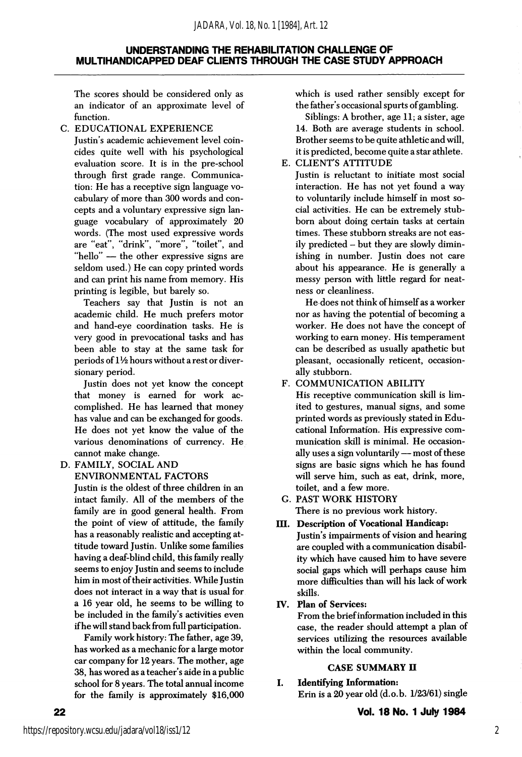The scores should be considered only as an indicator of an approximate level of function.

C. EDUCATIONAL EXPERIENCE

Justin's academic achievement level coincides quite well with his psychological evaluation score. It is in the pre-school through first grade range. Communication: He has a receptive sign language vocabulary of more than 300 words and concepts and a voluntary expressive sign language vocabulary of approximately 20 words. (The most used expressive words are "eat", "drink", "more", "toilet", and "hello" — the other expressive signs are seldom used.) He can copy printed words and can print his name from memory. His printing is legible, but barely so.

Teachers say that Justin is not an academic child. He much prefers motor and hand-eye coordination tasks. He is very good in prevocational tasks and has been able to stay at the same task for periods of 1½ hours without a rest or diversionary period.

Justin does not yet know the concept that money is earned for work accomplished. He has learned that money has value and can be exchanged for goods. He does not yet know the value of the various denominations of currency. He cannot make change.

D. FAMILY, SOCIAL AND ENVIRONMENTAL FACTORS

Justin is the oldest of three children in an intact family. All of the members of the family are in good general health. From the point of view of attitude, the family has a reasonably realistic and accepting attitude toward Justin. Unlike some families having a deaf-blind child, this family really seems to enjoy Justin and seems to include him in most of their activities. While Justin does not interact in a way that is usual for a 16 year old, he seems to be willing to be included in the family's activities even if he will stand back from full participation.

Family work history: The father, age 39, has worked as a mechanic for a large motor car company for 12 years. The mother, age 38, has wored as a teacher's aide in a public school for 8 years. The total annual income for the family is approximately $16,000 which is used rather sensibly except for the father's occasional spurts of gambling.

Siblings: A brother, age 11; a sister, age 14. Both are average students in school. Brother seems to be quite athletic and will, it is predicted, become quite a star athlete.

E. CLIENT'S ATTITUDE

Justin is reluctant to initiate most social interaction. He has not yet found a way to voluntarily include himself in most social activities. He can be extremely stubborn about doing certain tasks at certain times. These stubborn streaks are not easily predicted – but they are slowly diminishing in number. Justin does not care about his appearance. He is generally a messy person with little regard for neatness or cleanliness.

He does not think of himself as a worker nor as having the potential of becoming a worker. He does not have the concept of working to earn money. His temperament can be described as usually apathetic but pleasant, occasionally reticent, occasionally stubborn.

F. COMMUNICATION ABILITY

His receptive communication skill is limited to gestures, manual signs, and some printed words as previously stated in Educational Information. His expressive communication skill is minimal. He occasionally uses a sign voluntarily — most of these signs are basic signs which he has found will serve him, such as eat, drink, more, toilet, and a few more.

G. PAST WORK HISTORY

There is no previous work history.

**III. Description of Vocational Handicap:**

Justin's impairments of vision and hearing are coupled with a communication disability which have caused him to have severe social gaps which will perhaps cause him more difficulties than will his lack of work skills.

**IV. Plan of Services:**

From the brief information included in this case, the reader should attempt a plan of services utilizing the resources available within the local community.

## CASE SUMMARY II

**I. Identifying Information:**

Erin is a 20 year old (d.o.b. 1/23/61) single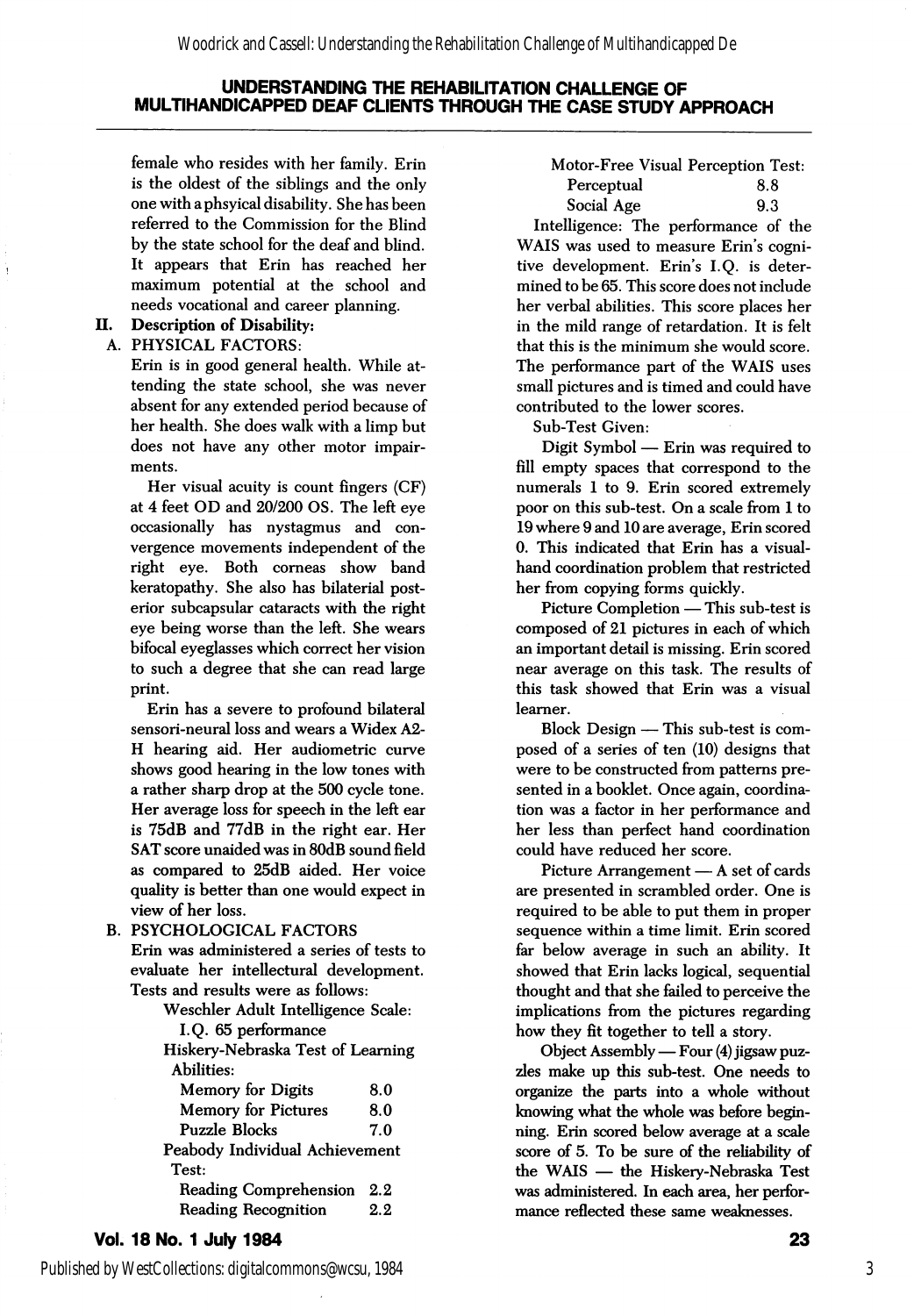female who resides with her family. Erin is the oldest of the siblings and the only one with a phsyical disability. She has been referred to the Commission for the Blind by the state school for the deaf and blind. It appears that Erin has reached her maximum potential at the school and needs vocational and career planning.

## II. Description of Disability:

### A. PHYSICAL FACTORS:

Erin is in good general health. While attending the state school, she was never absent for any extended period because of her health. She does walk with a limp but does not have any other motor impairments.

Her visual acuity is count fingers (CF) at 4 feet OD and 20/200 OS. The left eye occasionally has nystagmus and convergence movements independent of the right eye. Both corneas show band keratopathy. She also has bilaterial posterior subcapsular cataracts with the right eye being worse than the left. She wears bifocal eyeglasses which correct her vision to such a degree that she can read large print.

Erin has a severe to profound bilateral sensori-neural loss and wears a Widex A2-H hearing aid. Her audiometric curve shows good hearing in the low tones with a rather sharp drop at the 500 cycle tone. Her average loss for speech in the left ear is 75dB and 77dB in the right ear. Her SAT score unaided was in 80dB sound field as compared to 25dB aided. Her voice quality is better than one would expect in view of her loss.

### B. PSYCHOLOGICAL FACTORS

Erin was administered a series of tests to evaluate her intellectural development. Tests and results were as follows:

Weschler Adult Intelligence Scale:
I.Q. 65 performance

Hiskery-Nebraska Test of Learning Abilities:

| | |
|---|---|
| Memory for Digits | 8.0 |
| Memory for Pictures | 8.0 |
| Puzzle Blocks | 7.0 |

Peabody Individual Achievement Test:

| | |
|---|---|
| Reading Comprehension | 2.2 |
| Reading Recognition | 2.2 |

Motor-Free Visual Perception Test:

| | |
|---|---|
| Perceptual | 8.8 |
| Social Age | 9.3 |

Intelligence: The performance of the WAIS was used to measure Erin's cognitive development. Erin's I.Q. is determined to be 65. This score does not include her verbal abilities. This score places her in the mild range of retardation. It is felt that this is the minimum she would score. The performance part of the WAIS uses small pictures and is timed and could have contributed to the lower scores.

Sub-Test Given:

Digit Symbol — Erin was required to fill empty spaces that correspond to the numerals 1 to 9. Erin scored extremely poor on this sub-test. On a scale from 1 to 19 where 9 and 10 are average, Erin scored 0. This indicated that Erin has a visual-hand coordination problem that restricted her from copying forms quickly.

Picture Completion — This sub-test is composed of 21 pictures in each of which an important detail is missing. Erin scored near average on this task. The results of this task showed that Erin was a visual learner.

Block Design — This sub-test is composed of a series of ten (10) designs that were to be constructed from patterns presented in a booklet. Once again, coordination was a factor in her performance and her less than perfect hand coordination could have reduced her score.

Picture Arrangement — A set of cards are presented in scrambled order. One is required to be able to put them in proper sequence within a time limit. Erin scored far below average in such an ability. It showed that Erin lacks logical, sequential thought and that she failed to perceive the implications from the pictures regarding how they fit together to tell a story.

Object Assembly — Four (4) jigsaw puzzles make up this sub-test. One needs to organize the parts into a whole without knowing what the whole was before beginning. Erin scored below average at a scale score of 5. To be sure of the reliability of the WAIS — the Hiskery-Nebraska Test was administered. In each area, her performance reflected these same weaknesses.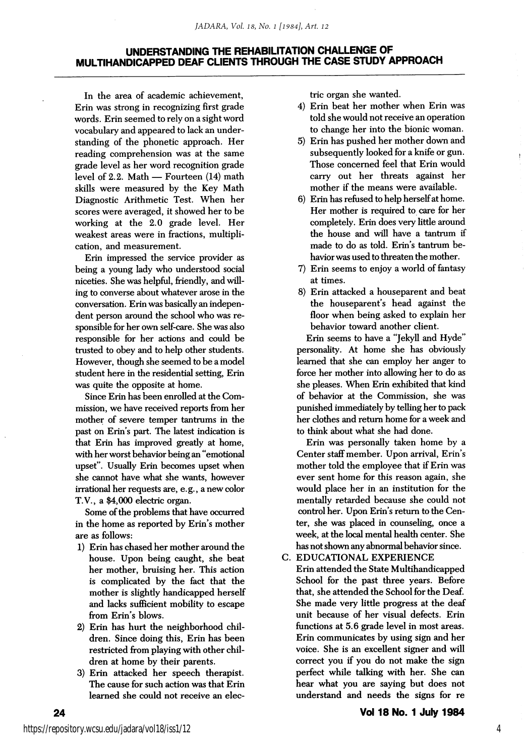In the area of academic achievement, Erin was strong in recognizing first grade words. Erin seemed to rely on a sight word vocabulary and appeared to lack an understanding of the phonetic approach. Her reading comprehension was at the same grade level as her word recognition grade level of 2.2. Math — Fourteen (14) math skills were measured by the Key Math Diagnostic Arithmetic Test. When her scores were averaged, it showed her to be working at the 2.0 grade level. Her weakest areas were in fractions, multiplication, and measurement.

Erin impressed the service provider as being a young lady who understood social niceties. She was helpful, friendly, and willing to converse about whatever arose in the conversation. Erin was basically an independent person around the school who was responsible for her own self-care. She was also responsible for her actions and could be trusted to obey and to help other students. However, though she seemed to be a model student here in the residential setting, Erin was quite the opposite at home.

Since Erin has been enrolled at the Commission, we have received reports from her mother of severe temper tantrums in the past on Erin's part. The latest indication is that Erin has improved greatly at home, with her worst behavior being an "emotional upset". Usually Erin becomes upset when she cannot have what she wants, however irrational her requests are, e.g., a new color T.V., a $4,000 electric organ.

Some of the problems that have occurred in the home as reported by Erin's mother are as follows:

1) Erin has chased her mother around the house. Upon being caught, she beat her mother, bruising her. This action is complicated by the fact that the mother is slightly handicapped herself and lacks sufficient mobility to escape from Erin's blows.
2) Erin has hurt the neighborhood children. Since doing this, Erin has been restricted from playing with other children at home by their parents.
3) Erin attacked her speech therapist. The cause for such action was that Erin learned she could not receive an electric organ she wanted.
4) Erin beat her mother when Erin was told she would not receive an operation to change her into the bionic woman.
5) Erin has pushed her mother down and subsequently looked for a knife or gun. Those concerned feel that Erin would carry out her threats against her mother if the means were available.
6) Erin has refused to help herself at home. Her mother is required to care for her completely. Erin does very little around the house and will have a tantrum if made to do as told. Erin's tantrum behavior was used to threaten the mother.
7) Erin seems to enjoy a world of fantasy at times.
8) Erin attacked a houseparent and beat the houseparent's head against the floor when being asked to explain her behavior toward another client.

Erin seems to have a "Jekyll and Hyde" personality. At home she has obviously learned that she can employ her anger to force her mother into allowing her to do as she pleases. When Erin exhibited that kind of behavior at the Commission, she was punished immediately by telling her to pack her clothes and return home for a week and to think about what she had done.

Erin was personally taken home by a Center staff member. Upon arrival, Erin's mother told the employee that if Erin was ever sent home for this reason again, she would place her in an institution for the mentally retarded because she could not control her. Upon Erin's return to the Center, she was placed in counseling, once a week, at the local mental health center. She has not shown any abnormal behavior since.

C. EDUCATIONAL EXPERIENCE

Erin attended the State Multihandicapped School for the past three years. Before that, she attended the School for the Deaf. She made very little progress at the deaf unit because of her visual defects. Erin functions at 5.6 grade level in most areas. Erin communicates by using sign and her voice. She is an excellent signer and will correct you if you do not make the sign perfect while talking with her. She can hear what you are saying but does not understand and needs the signs for re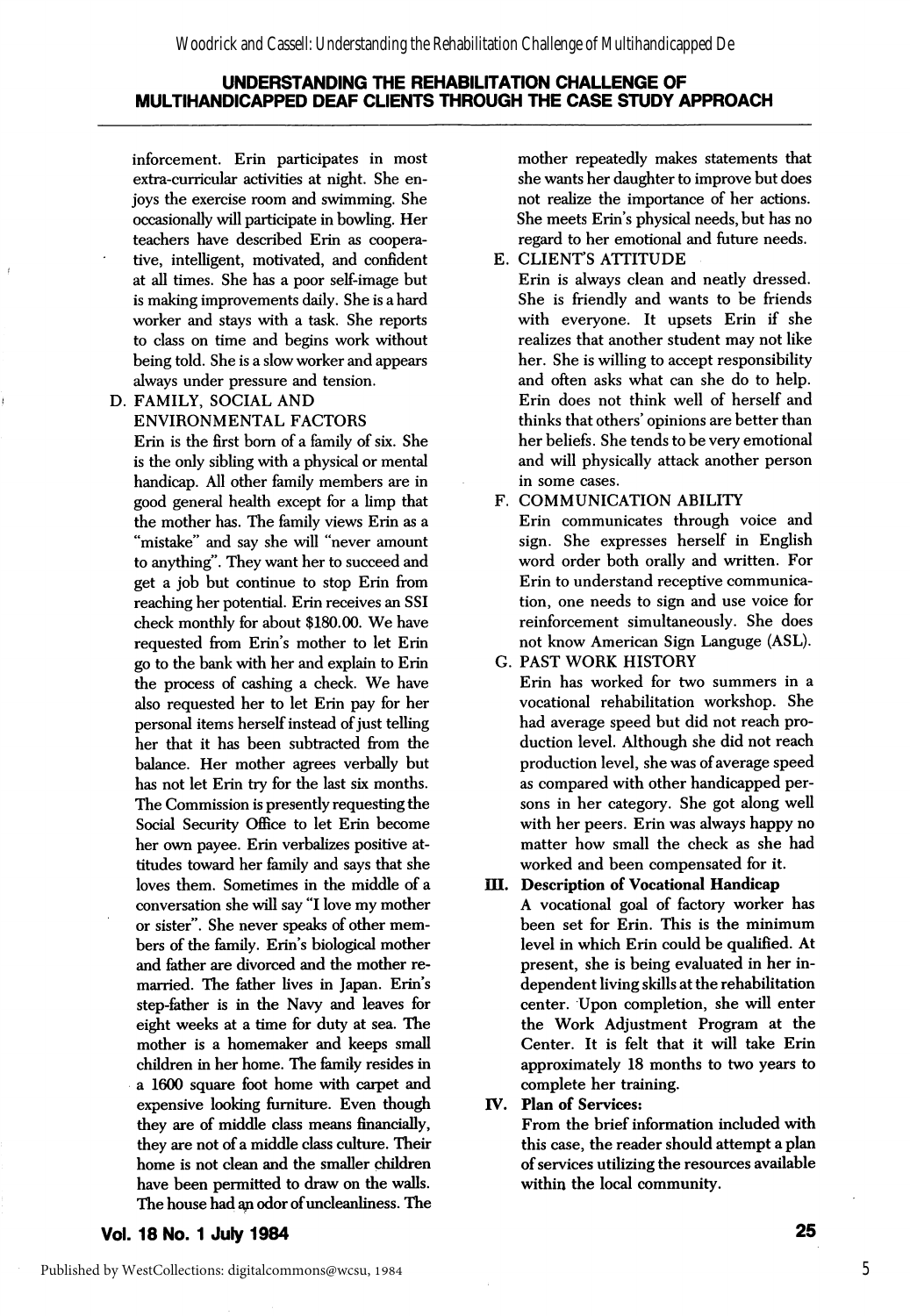inforcement. Erin participates in most extra-curricular activities at night. She enjoys the exercise room and swimming. She occasionally will participate in bowling. Her teachers have described Erin as cooperative, intelligent, motivated, and confident at all times. She has a poor self-image but is making improvements daily. She is a hard worker and stays with a task. She reports to class on time and begins work without being told. She is a slow worker and appears always under pressure and tension.

D. FAMILY, SOCIAL AND ENVIRONMENTAL FACTORS

Erin is the first born of a family of six. She is the only sibling with a physical or mental handicap. All other family members are in good general health except for a limp that the mother has. The family views Erin as a "mistake" and say she will "never amount to anything". They want her to succeed and get a job but continue to stop Erin from reaching her potential. Erin receives an SSI check monthly for about $180.00. We have requested from Erin's mother to let Erin go to the bank with her and explain to Erin the process of cashing a check. We have also requested her to let Erin pay for her personal items herself instead of just telling her that it has been subtracted from the balance. Her mother agrees verbally but has not let Erin try for the last six months. The Commission is presently requesting the Social Security Office to let Erin become her own payee. Erin verbalizes positive attitudes toward her family and says that she loves them. Sometimes in the middle of a conversation she will say "I love my mother or sister". She never speaks of other members of the family. Erin's biological mother and father are divorced and the mother remarried. The father lives in Japan. Erin's step-father is in the Navy and leaves for eight weeks at a time for duty at sea. The mother is a homemaker and keeps small children in her home. The family resides in a 1600 square foot home with carpet and expensive looking furniture. Even though they are of middle class means financially, they are not of a middle class culture. Their home is not clean and the smaller children have been permitted to draw on the walls. The house had an odor of uncleanliness. The mother repeatedly makes statements that she wants her daughter to improve but does not realize the importance of her actions. She meets Erin's physical needs, but has no regard to her emotional and future needs.

E. CLIENT'S ATTITUDE

Erin is always clean and neatly dressed. She is friendly and wants to be friends with everyone. It upsets Erin if she realizes that another student may not like her. She is willing to accept responsibility and often asks what can she do to help. Erin does not think well of herself and thinks that others' opinions are better than her beliefs. She tends to be very emotional and will physically attack another person in some cases.

F. COMMUNICATION ABILITY

Erin communicates through voice and sign. She expresses herself in English word order both orally and written. For Erin to understand receptive communication, one needs to sign and use voice for reinforcement simultaneously. She does not know American Sign Languge (ASL).

G. PAST WORK HISTORY

Erin has worked for two summers in a vocational rehabilitation workshop. She had average speed but did not reach production level. Although she did not reach production level, she was of average speed as compared with other handicapped persons in her category. She got along well with her peers. Erin was always happy no matter how small the check as she had worked and been compensated for it.

**III. Description of Vocational Handicap**

A vocational goal of factory worker has been set for Erin. This is the minimum level in which Erin could be qualified. At present, she is being evaluated in her independent living skills at the rehabilitation center. Upon completion, she will enter the Work Adjustment Program at the Center. It is felt that it will take Erin approximately 18 months to two years to complete her training.

**IV. Plan of Services:**

From the brief information included with this case, the reader should attempt a plan of services utilizing the resources available within the local community.